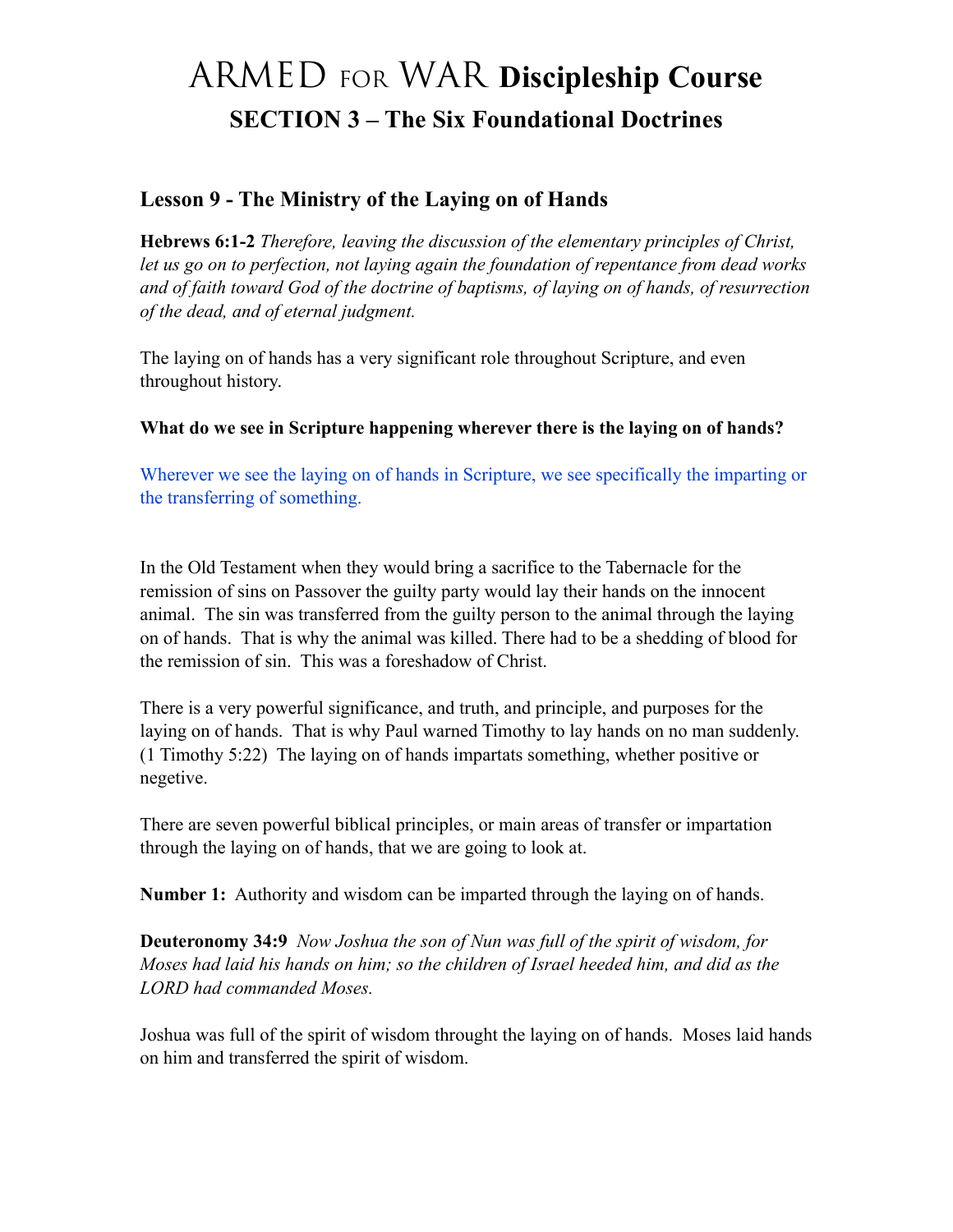# ARMED FOR WAR Discipleship Course

## SECTION 3 – The Six Foundational Doctrines

### Lesson 9 - The Ministry of the Laying on of Hands

**Hebrews 6:1-2** *Therefore, leaving the discussion of the elementary principles of Christ, let us go on to perfection, not laying again the foundation of repentance from dead works and of faith toward God of the doctrine of baptisms, of laying on of hands, of resurrection of the dead, and of eternal judgment.*

The laying on of hands has a very significant role throughout Scripture, and even throughout history.

**What do we see in Scripture happening wherever there is the laying on of hands?**

Wherever we see the laying on of hands in Scripture, we see specifically the imparting or the transferring of something.

In the Old Testament when they would bring a sacrifice to the Tabernacle for the remission of sins on Passover the guilty party would lay their hands on the innocent animal. The sin was transferred from the guilty person to the animal through the laying on of hands. That is why the animal was killed. There had to be a shedding of blood for the remission of sin. This was a foreshadow of Christ.

There is a very powerful significance, and truth, and principle, and purposes for the laying on of hands. That is why Paul warned Timothy to lay hands on no man suddenly. (1 Timothy 5:22) The laying on of hands impartats something, whether positive or negetive.

There are seven powerful biblical principles, or main areas of transfer or impartation through the laying on of hands, that we are going to look at.

**Number 1:** Authority and wisdom can be imparted through the laying on of hands.

**Deuteronomy 34:9** *Now Joshua the son of Nun was full of the spirit of wisdom, for Moses had laid his hands on him; so the children of Israel heeded him, and did as the LORD had commanded Moses.*

Joshua was full of the spirit of wisdom throught the laying on of hands. Moses laid hands on him and transferred the spirit of wisdom.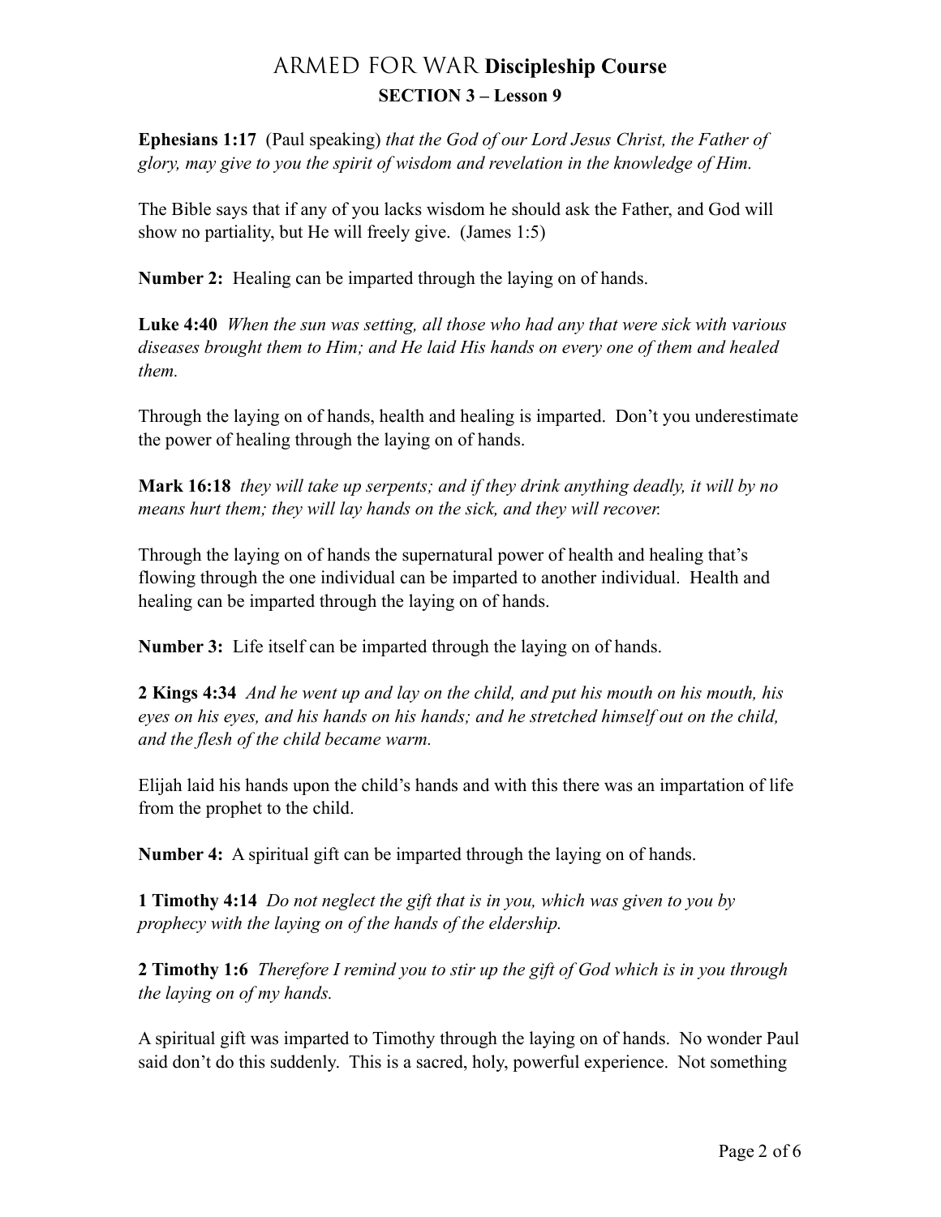**Ephesians 1:17** (Paul speaking) *that the God of our Lord Jesus Christ, the Father of glory, may give to you the spirit of wisdom and revelation in the knowledge of Him.*

The Bible says that if any of you lacks wisdom he should ask the Father, and God will show no partiality, but He will freely give. (James 1:5)

**Number 2:** Healing can be imparted through the laying on of hands.

**Luke 4:40** *When the sun was setting, all those who had any that were sick with various diseases brought them to Him; and He laid His hands on every one of them and healed them.*

Through the laying on of hands, health and healing is imparted. Don't you underestimate the power of healing through the laying on of hands.

**Mark 16:18** *they will take up serpents; and if they drink anything deadly, it will by no means hurt them; they will lay hands on the sick, and they will recover.*

Through the laying on of hands the supernatural power of health and healing that's flowing through the one individual can be imparted to another individual. Health and healing can be imparted through the laying on of hands.

**Number 3:** Life itself can be imparted through the laying on of hands.

**2 Kings 4:34** *And he went up and lay on the child, and put his mouth on his mouth, his eyes on his eyes, and his hands on his hands; and he stretched himself out on the child, and the flesh of the child became warm.*

Elijah laid his hands upon the child's hands and with this there was an impartation of life from the prophet to the child.

**Number 4:** A spiritual gift can be imparted through the laying on of hands.

**1 Timothy 4:14** *Do not neglect the gift that is in you, which was given to you by prophecy with the laying on of the hands of the eldership.*

**2 Timothy 1:6** *Therefore I remind you to stir up the gift of God which is in you through the laying on of my hands.*

A spiritual gift was imparted to Timothy through the laying on of hands. No wonder Paul said don't do this suddenly. This is a sacred, holy, powerful experience. Not something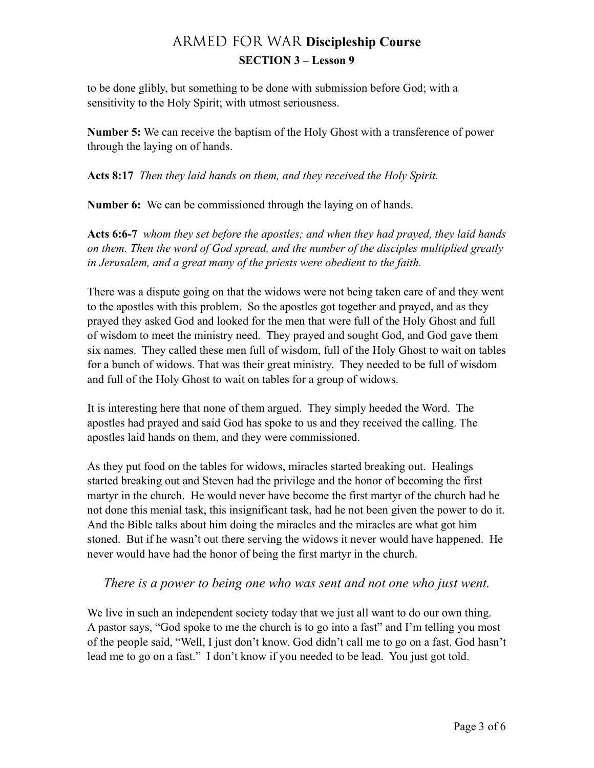to be done glibly, but something to be done with submission before God; with a sensitivity to the Holy Spirit; with utmost seriousness.

**Number 5:** We can receive the baptism of the Holy Ghost with a transference of power through the laying on of hands.

**Acts 8:17** *Then they laid hands on them, and they received the Holy Spirit.*

**Number 6:** We can be commissioned through the laying on of hands.

**Acts 6:6-7** *whom they set before the apostles; and when they had prayed, they laid hands on them. Then the word of God spread, and the number of the disciples multiplied greatly in Jerusalem, and a great many of the priests were obedient to the faith.*

There was a dispute going on that the widows were not being taken care of and they went to the apostles with this problem. So the apostles got together and prayed, and as they prayed they asked God and looked for the men that were full of the Holy Ghost and full of wisdom to meet the ministry need. They prayed and sought God, and God gave them six names. They called these men full of wisdom, full of the Holy Ghost to wait on tables for a bunch of widows. That was their great ministry. They needed to be full of wisdom and full of the Holy Ghost to wait on tables for a group of widows.

It is interesting here that none of them argued. They simply heeded the Word. The apostles had prayed and said God has spoke to us and they received the calling. The apostles laid hands on them, and they were commissioned.

As they put food on the tables for widows, miracles started breaking out. Healings started breaking out and Steven had the privilege and the honor of becoming the first martyr in the church. He would never have become the first martyr of the church had he not done this menial task, this insignificant task, had he not been given the power to do it. And the Bible talks about him doing the miracles and the miracles are what got him stoned. But if he wasn't out there serving the widows it never would have happened. He never would have had the honor of being the first martyr in the church.

*There is a power to being one who was sent and not one who just went.*

We live in such an independent society today that we just all want to do our own thing. A pastor says, "God spoke to me the church is to go into a fast" and I'm telling you most of the people said, "Well, I just don't know. God didn't call me to go on a fast. God hasn't lead me to go on a fast." I don't know if you needed to be lead. You just got told.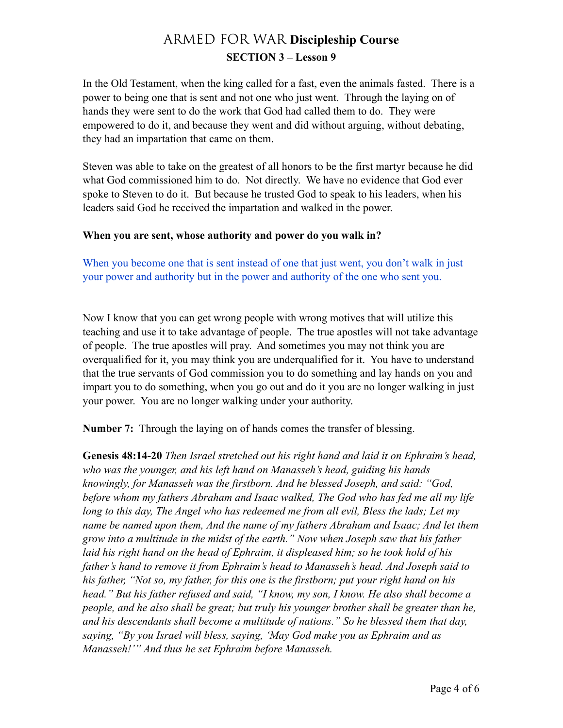In the Old Testament, when the king called for a fast, even the animals fasted. There is a power to being one that is sent and not one who just went. Through the laying on of hands they were sent to do the work that God had called them to do. They were empowered to do it, and because they went and did without arguing, without debating, they had an impartation that came on them.

Steven was able to take on the greatest of all honors to be the first martyr because he did what God commissioned him to do. Not directly. We have no evidence that God ever spoke to Steven to do it. But because he trusted God to speak to his leaders, when his leaders said God he received the impartation and walked in the power.

**When you are sent, whose authority and power do you walk in?**

When you become one that is sent instead of one that just went, you don't walk in just your power and authority but in the power and authority of the one who sent you.

Now I know that you can get wrong people with wrong motives that will utilize this teaching and use it to take advantage of people. The true apostles will not take advantage of people. The true apostles will pray. And sometimes you may not think you are overqualified for it, you may think you are underqualified for it. You have to understand that the true servants of God commission you to do something and lay hands on you and impart you to do something, when you go out and do it you are no longer walking in just your power. You are no longer walking under your authority.

**Number 7:** Through the laying on of hands comes the transfer of blessing.

**Genesis 48:14-20** *Then Israel stretched out his right hand and laid it on Ephraim's head, who was the younger, and his left hand on Manasseh's head, guiding his hands knowingly, for Manasseh was the firstborn. And he blessed Joseph, and said: "God, before whom my fathers Abraham and Isaac walked, The God who has fed me all my life long to this day, The Angel who has redeemed me from all evil, Bless the lads; Let my name be named upon them, And the name of my fathers Abraham and Isaac; And let them grow into a multitude in the midst of the earth." Now when Joseph saw that his father laid his right hand on the head of Ephraim, it displeased him; so he took hold of his father's hand to remove it from Ephraim's head to Manasseh's head. And Joseph said to his father, "Not so, my father, for this one is the firstborn; put your right hand on his head." But his father refused and said, "I know, my son, I know. He also shall become a people, and he also shall be great; but truly his younger brother shall be greater than he, and his descendants shall become a multitude of nations." So he blessed them that day, saying, "By you Israel will bless, saying, 'May God make you as Ephraim and as Manasseh!'" And thus he set Ephraim before Manasseh.*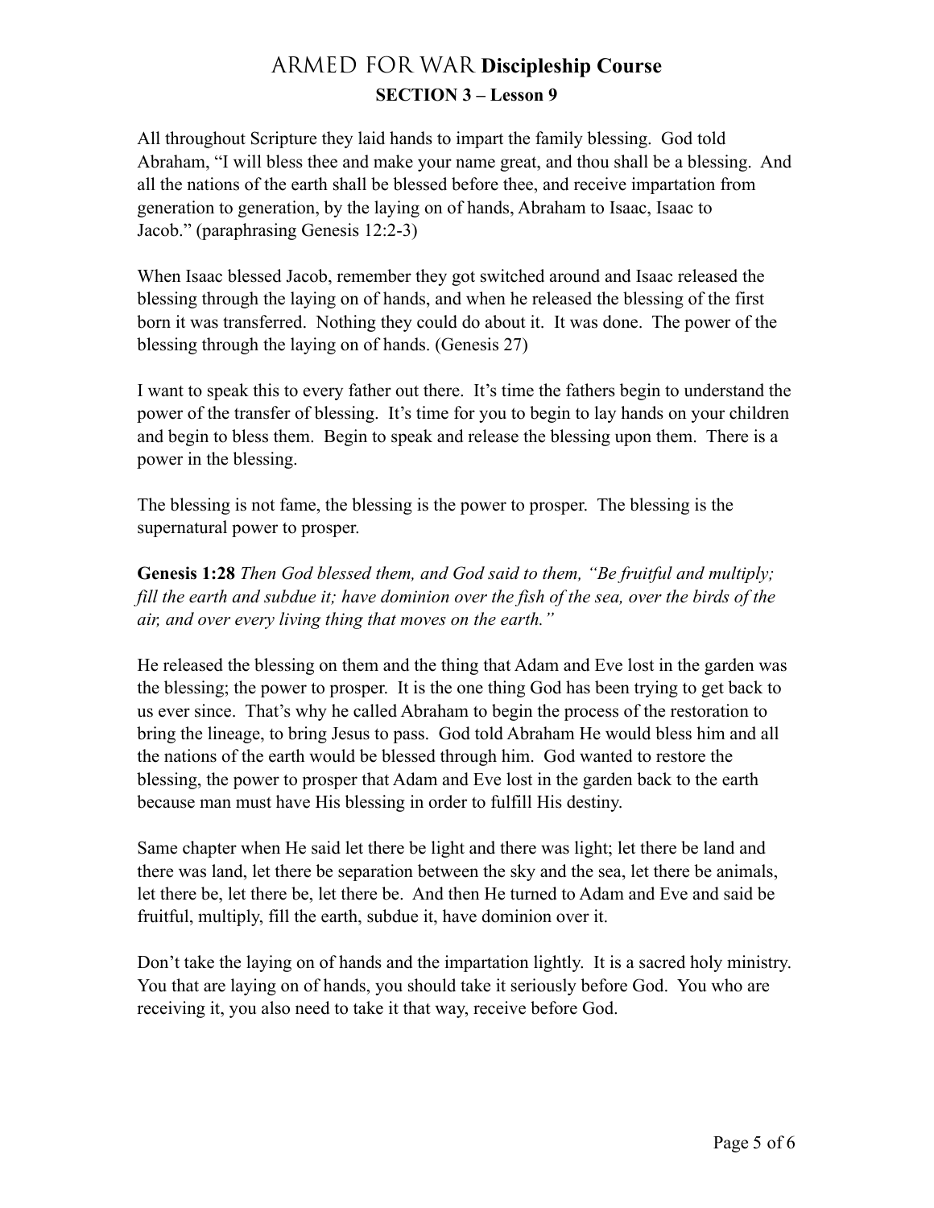All throughout Scripture they laid hands to impart the family blessing. God told Abraham, "I will bless thee and make your name great, and thou shall be a blessing. And all the nations of the earth shall be blessed before thee, and receive impartation from generation to generation, by the laying on of hands, Abraham to Isaac, Isaac to Jacob." (paraphrasing Genesis 12:2-3)

When Isaac blessed Jacob, remember they got switched around and Isaac released the blessing through the laying on of hands, and when he released the blessing of the first born it was transferred. Nothing they could do about it. It was done. The power of the blessing through the laying on of hands. (Genesis 27)

I want to speak this to every father out there. It's time the fathers begin to understand the power of the transfer of blessing. It's time for you to begin to lay hands on your children and begin to bless them. Begin to speak and release the blessing upon them. There is a power in the blessing.

The blessing is not fame, the blessing is the power to prosper. The blessing is the supernatural power to prosper.

**Genesis 1:28** *Then God blessed them, and God said to them, "Be fruitful and multiply; fill the earth and subdue it; have dominion over the fish of the sea, over the birds of the air, and over every living thing that moves on the earth."*

He released the blessing on them and the thing that Adam and Eve lost in the garden was the blessing; the power to prosper. It is the one thing God has been trying to get back to us ever since. That's why he called Abraham to begin the process of the restoration to bring the lineage, to bring Jesus to pass. God told Abraham He would bless him and all the nations of the earth would be blessed through him. God wanted to restore the blessing, the power to prosper that Adam and Eve lost in the garden back to the earth because man must have His blessing in order to fulfill His destiny.

Same chapter when He said let there be light and there was light; let there be land and there was land, let there be separation between the sky and the sea, let there be animals, let there be, let there be, let there be. And then He turned to Adam and Eve and said be fruitful, multiply, fill the earth, subdue it, have dominion over it.

Don't take the laying on of hands and the impartation lightly. It is a sacred holy ministry. You that are laying on of hands, you should take it seriously before God. You who are receiving it, you also need to take it that way, receive before God.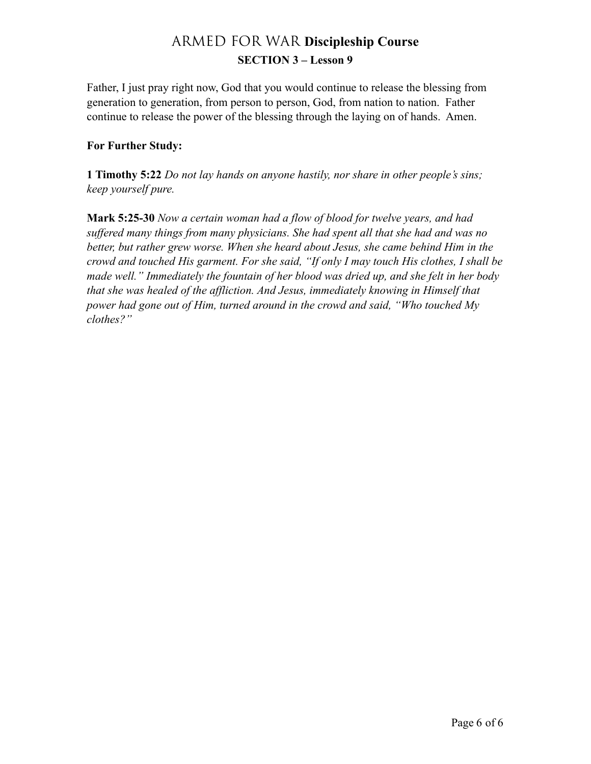Father, I just pray right now, God that you would continue to release the blessing from generation to generation, from person to person, God, from nation to nation. Father continue to release the power of the blessing through the laying on of hands. Amen.

**For Further Study:**

**1 Timothy 5:22** *Do not lay hands on anyone hastily, nor share in other people's sins; keep yourself pure.*

**Mark 5:25-30** *Now a certain woman had a flow of blood for twelve years, and had suffered many things from many physicians. She had spent all that she had and was no better, but rather grew worse. When she heard about Jesus, she came behind Him in the crowd and touched His garment. For she said, "If only I may touch His clothes, I shall be made well." Immediately the fountain of her blood was dried up, and she felt in her body that she was healed of the affliction. And Jesus, immediately knowing in Himself that power had gone out of Him, turned around in the crowd and said, "Who touched My clothes?"*